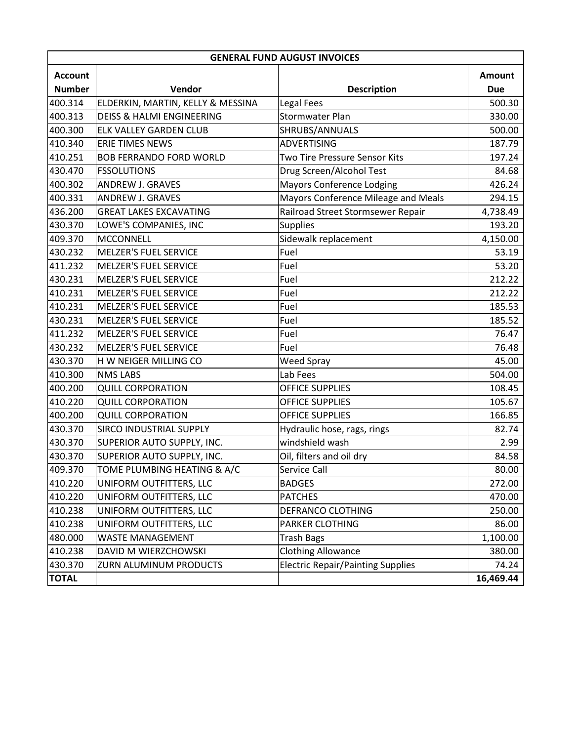| GENERAL FUND AUGUST INVOICES | | | |
|---|---|---|---|
| **Account Number** | **Vendor** | **Description** | **Amount Due** |
| 400.314 | ELDERKIN, MARTIN, KELLY & MESSINA | Legal Fees | 500.30 |
| 400.313 | DEISS & HALMI ENGINEERING | Stormwater Plan | 330.00 |
| 400.300 | ELK VALLEY GARDEN CLUB | SHRUBS/ANNUALS | 500.00 |
| 410.340 | ERIE TIMES NEWS | ADVERTISING | 187.79 |
| 410.251 | BOB FERRANDO FORD WORLD | Two Tire Pressure Sensor Kits | 197.24 |
| 430.470 | FSSOLUTIONS | Drug Screen/Alcohol Test | 84.68 |
| 400.302 | ANDREW J. GRAVES | Mayors Conference Lodging | 426.24 |
| 400.331 | ANDREW J. GRAVES | Mayors Conference Mileage and Meals | 294.15 |
| 436.200 | GREAT LAKES EXCAVATING | Railroad Street Stormsewer Repair | 4,738.49 |
| 430.370 | LOWE'S COMPANIES, INC | Supplies | 193.20 |
| 409.370 | MCCONNELL | Sidewalk replacement | 4,150.00 |
| 430.232 | MELZER'S FUEL SERVICE | Fuel | 53.19 |
| 411.232 | MELZER'S FUEL SERVICE | Fuel | 53.20 |
| 430.231 | MELZER'S FUEL SERVICE | Fuel | 212.22 |
| 410.231 | MELZER'S FUEL SERVICE | Fuel | 212.22 |
| 410.231 | MELZER'S FUEL SERVICE | Fuel | 185.53 |
| 430.231 | MELZER'S FUEL SERVICE | Fuel | 185.52 |
| 411.232 | MELZER'S FUEL SERVICE | Fuel | 76.47 |
| 430.232 | MELZER'S FUEL SERVICE | Fuel | 76.48 |
| 430.370 | H W NEIGER MILLING CO | Weed Spray | 45.00 |
| 410.300 | NMS LABS | Lab Fees | 504.00 |
| 400.200 | QUILL CORPORATION | OFFICE SUPPLIES | 108.45 |
| 410.220 | QUILL CORPORATION | OFFICE SUPPLIES | 105.67 |
| 400.200 | QUILL CORPORATION | OFFICE SUPPLIES | 166.85 |
| 430.370 | SIRCO INDUSTRIAL SUPPLY | Hydraulic hose, rags, rings | 82.74 |
| 430.370 | SUPERIOR AUTO SUPPLY, INC. | windshield wash | 2.99 |
| 430.370 | SUPERIOR AUTO SUPPLY, INC. | Oil, filters and oil dry | 84.58 |
| 409.370 | TOME PLUMBING HEATING & A/C | Service Call | 80.00 |
| 410.220 | UNIFORM OUTFITTERS, LLC | BADGES | 272.00 |
| 410.220 | UNIFORM OUTFITTERS, LLC | PATCHES | 470.00 |
| 410.238 | UNIFORM OUTFITTERS, LLC | DEFRANCO CLOTHING | 250.00 |
| 410.238 | UNIFORM OUTFITTERS, LLC | PARKER CLOTHING | 86.00 |
| 480.000 | WASTE MANAGEMENT | Trash Bags | 1,100.00 |
| 410.238 | DAVID M WIERZCHOWSKI | Clothing Allowance | 380.00 |
| 430.370 | ZURN ALUMINUM PRODUCTS | Electric Repair/Painting Supplies | 74.24 |
| **TOTAL** | | | **16,469.44** |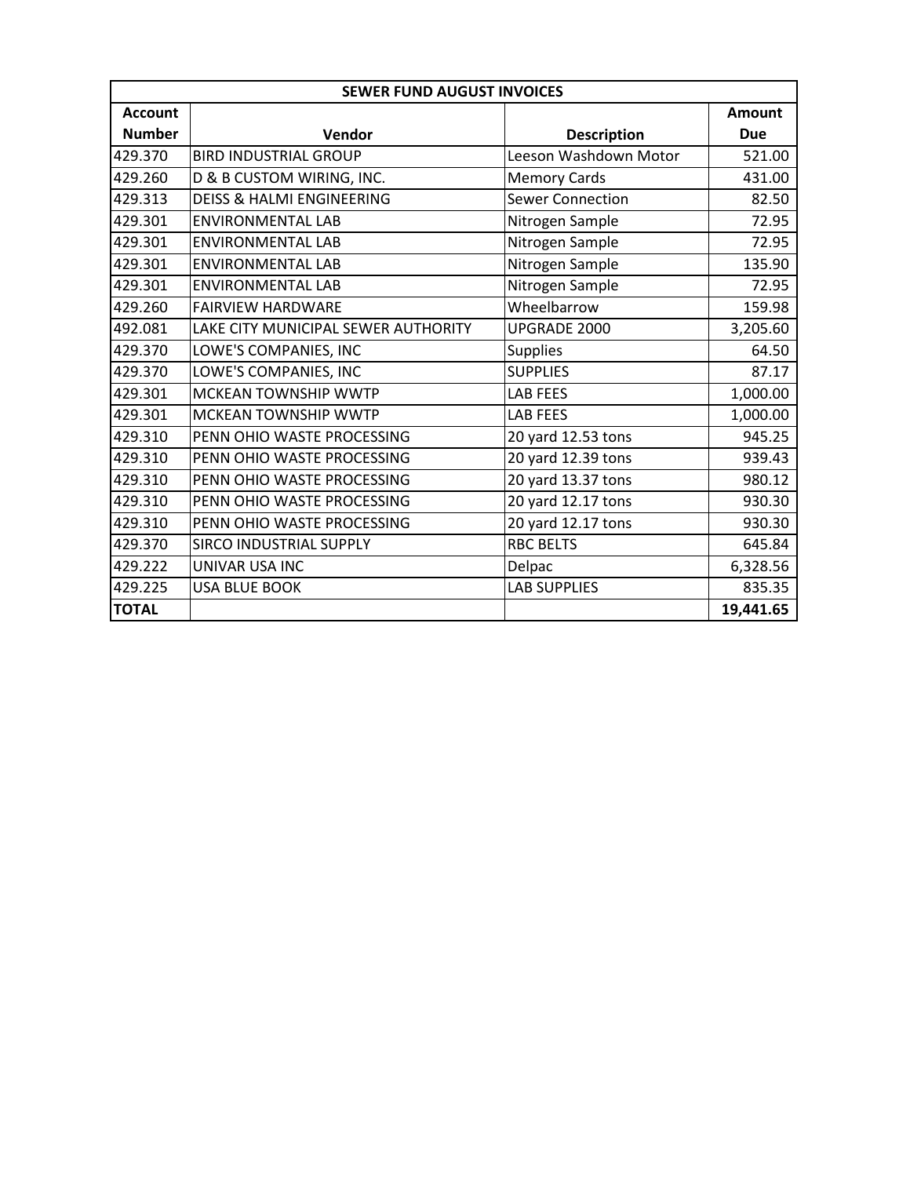| SEWER FUND AUGUST INVOICES | | | |
|---|---|---|---|
| **Account Number** | **Vendor** | **Description** | **Amount Due** |
| 429.370 | BIRD INDUSTRIAL GROUP | Leeson Washdown Motor | 521.00 |
| 429.260 | D & B CUSTOM WIRING, INC. | Memory Cards | 431.00 |
| 429.313 | DEISS & HALMI ENGINEERING | Sewer Connection | 82.50 |
| 429.301 | ENVIRONMENTAL LAB | Nitrogen Sample | 72.95 |
| 429.301 | ENVIRONMENTAL LAB | Nitrogen Sample | 72.95 |
| 429.301 | ENVIRONMENTAL LAB | Nitrogen Sample | 135.90 |
| 429.301 | ENVIRONMENTAL LAB | Nitrogen Sample | 72.95 |
| 429.260 | FAIRVIEW HARDWARE | Wheelbarrow | 159.98 |
| 492.081 | LAKE CITY MUNICIPAL SEWER AUTHORITY | UPGRADE 2000 | 3,205.60 |
| 429.370 | LOWE'S COMPANIES, INC | Supplies | 64.50 |
| 429.370 | LOWE'S COMPANIES, INC | SUPPLIES | 87.17 |
| 429.301 | MCKEAN TOWNSHIP WWTP | LAB FEES | 1,000.00 |
| 429.301 | MCKEAN TOWNSHIP WWTP | LAB FEES | 1,000.00 |
| 429.310 | PENN OHIO WASTE PROCESSING | 20 yard 12.53 tons | 945.25 |
| 429.310 | PENN OHIO WASTE PROCESSING | 20 yard 12.39 tons | 939.43 |
| 429.310 | PENN OHIO WASTE PROCESSING | 20 yard 13.37 tons | 980.12 |
| 429.310 | PENN OHIO WASTE PROCESSING | 20 yard 12.17 tons | 930.30 |
| 429.310 | PENN OHIO WASTE PROCESSING | 20 yard 12.17 tons | 930.30 |
| 429.370 | SIRCO INDUSTRIAL SUPPLY | RBC BELTS | 645.84 |
| 429.222 | UNIVAR USA INC | Delpac | 6,328.56 |
| 429.225 | USA BLUE BOOK | LAB SUPPLIES | 835.35 |
| **TOTAL** | | | **19,441.65** |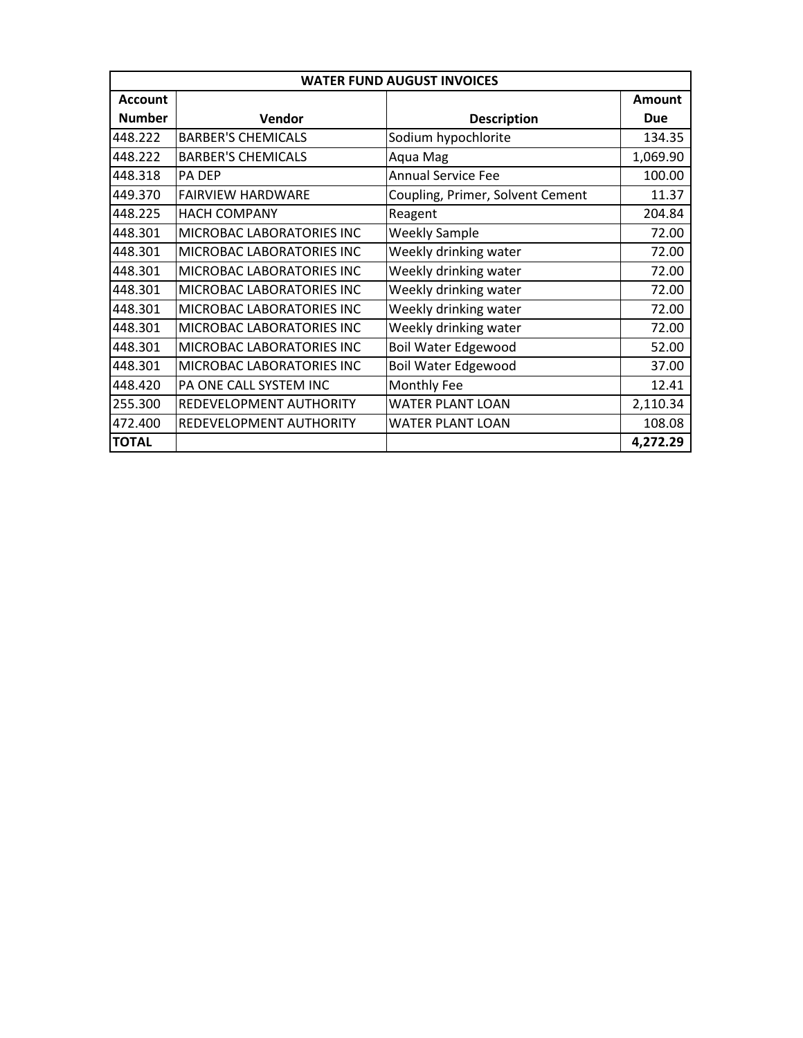| WATER FUND AUGUST INVOICES | | | |
|---|---|---|---|
| **Account Number** | **Vendor** | **Description** | **Amount Due** |
| 448.222 | BARBER'S CHEMICALS | Sodium hypochlorite | 134.35 |
| 448.222 | BARBER'S CHEMICALS | Aqua Mag | 1,069.90 |
| 448.318 | PA DEP | Annual Service Fee | 100.00 |
| 449.370 | FAIRVIEW HARDWARE | Coupling, Primer, Solvent Cement | 11.37 |
| 448.225 | HACH COMPANY | Reagent | 204.84 |
| 448.301 | MICROBAC LABORATORIES INC | Weekly Sample | 72.00 |
| 448.301 | MICROBAC LABORATORIES INC | Weekly drinking water | 72.00 |
| 448.301 | MICROBAC LABORATORIES INC | Weekly drinking water | 72.00 |
| 448.301 | MICROBAC LABORATORIES INC | Weekly drinking water | 72.00 |
| 448.301 | MICROBAC LABORATORIES INC | Weekly drinking water | 72.00 |
| 448.301 | MICROBAC LABORATORIES INC | Weekly drinking water | 72.00 |
| 448.301 | MICROBAC LABORATORIES INC | Boil Water Edgewood | 52.00 |
| 448.301 | MICROBAC LABORATORIES INC | Boil Water Edgewood | 37.00 |
| 448.420 | PA ONE CALL SYSTEM INC | Monthly Fee | 12.41 |
| 255.300 | REDEVELOPMENT AUTHORITY | WATER PLANT LOAN | 2,110.34 |
| 472.400 | REDEVELOPMENT AUTHORITY | WATER PLANT LOAN | 108.08 |
| **TOTAL** | | | **4,272.29** |